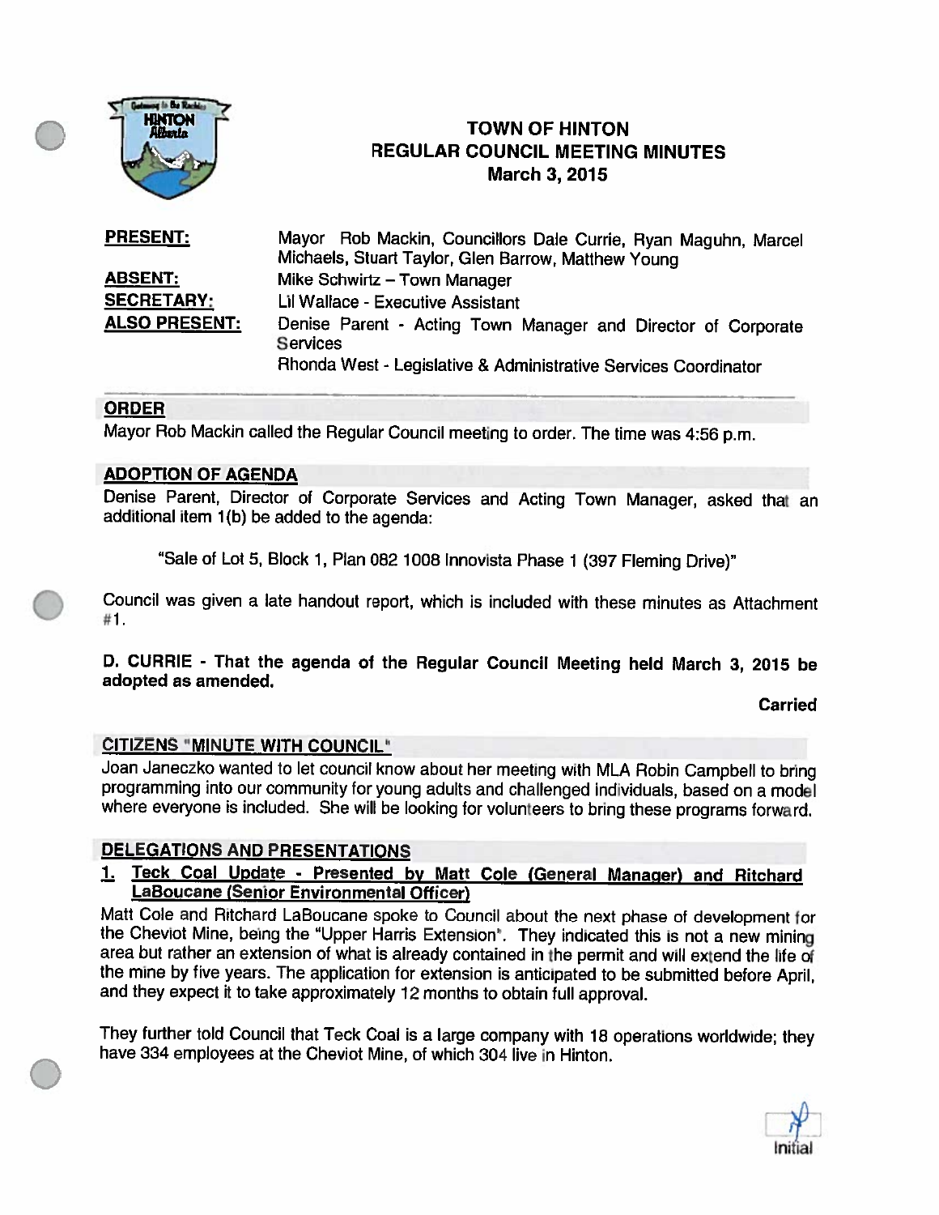# TOWN OF HINTON
## REGULAR COUNCIL MEETING MINUTES
### March 3, 2015

| | |
|---|---|
| **PRESENT:** | Mayor Rob Mackin, Councillors Dale Currie, Ryan Maguhn, Marcel Michaels, Stuart Taylor, Glen Barrow, Matthew Young |
| **ABSENT:** | Mike Schwirtz – Town Manager |
| **SECRETARY:** | Lil Wallace - Executive Assistant |
| **ALSO PRESENT:** | Denise Parent - Acting Town Manager and Director of Corporate Services<br>Rhonda West - Legislative & Administrative Services Coordinator |

## ORDER

Mayor Rob Mackin called the Regular Council meeting to order. The time was 4:56 p.m.

## ADOPTION OF AGENDA

Denise Parent, Director of Corporate Services and Acting Town Manager, asked that an additional item 1(b) be added to the agenda:

> "Sale of Lot 5, Block 1, Plan 082 1008 Innovista Phase 1 (397 Fleming Drive)"

Council was given a late handout report, which is included with these minutes as Attachment #1.

**D. CURRIE - That the agenda of the Regular Council Meeting held March 3, 2015 be adopted as amended.**

**Carried**

## CITIZENS "MINUTE WITH COUNCIL"

Joan Janeczko wanted to let council know about her meeting with MLA Robin Campbell to bring programming into our community for young adults and challenged individuals, based on a model where everyone is included. She will be looking for volunteers to bring these programs forward.

## DELEGATIONS AND PRESENTATIONS

### 1. Teck Coal Update - Presented by Matt Cole (General Manager) and Ritchard LaBoucane (Senior Environmental Officer)

Matt Cole and Ritchard LaBoucane spoke to Council about the next phase of development for the Cheviot Mine, being the "Upper Harris Extension". They indicated this is not a new mining area but rather an extension of what is already contained in the permit and will extend the life of the mine by five years. The application for extension is anticipated to be submitted before April, and they expect it to take approximately 12 months to obtain full approval.

They further told Council that Teck Coal is a large company with 18 operations worldwide; they have 334 employees at the Cheviot Mine, of which 304 live in Hinton.

Initial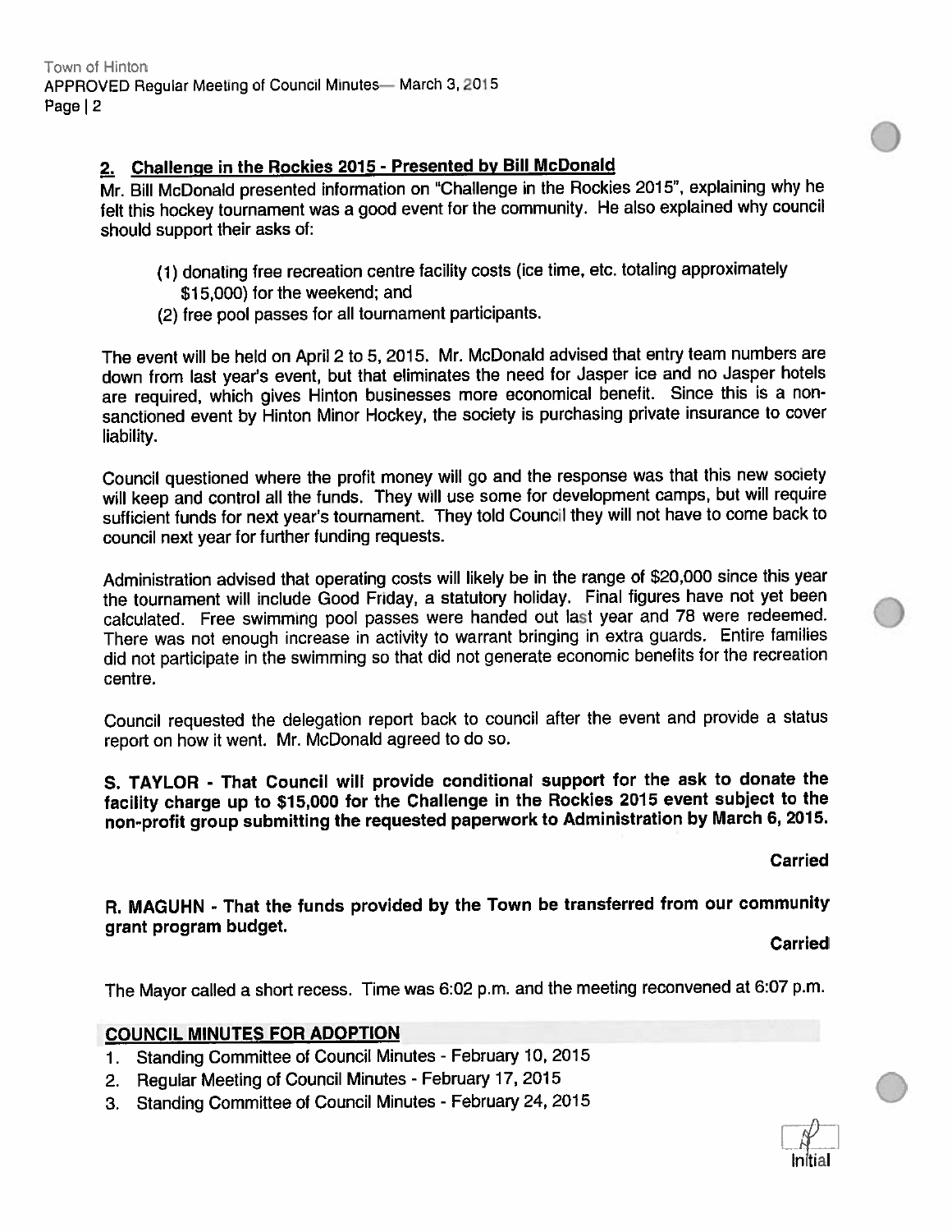## 2. Challenge in the Rockies 2015 - Presented by Bill McDonald

Mr. Bill McDonald presented information on "Challenge in the Rockies 2015", explaining why he felt this hockey tournament was a good event for the community. He also explained why council should support their asks of:

(1) donating free recreation centre facility costs (ice time, etc. totaling approximately $15,000) for the weekend; and
(2) free pool passes for all tournament participants.

The event will be held on April 2 to 5, 2015. Mr. McDonald advised that entry team numbers are down from last year's event, but that eliminates the need for Jasper ice and no Jasper hotels are required, which gives Hinton businesses more economical benefit. Since this is a non-sanctioned event by Hinton Minor Hockey, the society is purchasing private insurance to cover liability.

Council questioned where the profit money will go and the response was that this new society will keep and control all the funds. They will use some for development camps, but will require sufficient funds for next year's tournament. They told Council they will not have to come back to council next year for further funding requests.

Administration advised that operating costs will likely be in the range of $20,000 since this year the tournament will include Good Friday, a statutory holiday. Final figures have not yet been calculated. Free swimming pool passes were handed out last year and 78 were redeemed. There was not enough increase in activity to warrant bringing in extra guards. Entire families did not participate in the swimming so that did not generate economic benefits for the recreation centre.

Council requested the delegation report back to council after the event and provide a status report on how it went. Mr. McDonald agreed to do so.

**S. TAYLOR - That Council will provide conditional support for the ask to donate the facility charge up to $15,000 for the Challenge in the Rockies 2015 event subject to the non-profit group submitting the requested paperwork to Administration by March 6, 2015.**

**Carried**

**R. MAGUHN - That the funds provided by the Town be transferred from our community grant program budget.**

**Carried**

The Mayor called a short recess. Time was 6:02 p.m. and the meeting reconvened at 6:07 p.m.

## COUNCIL MINUTES FOR ADOPTION

1. Standing Committee of Council Minutes - February 10, 2015
2. Regular Meeting of Council Minutes - February 17, 2015
3. Standing Committee of Council Minutes - February 24, 2015

Initial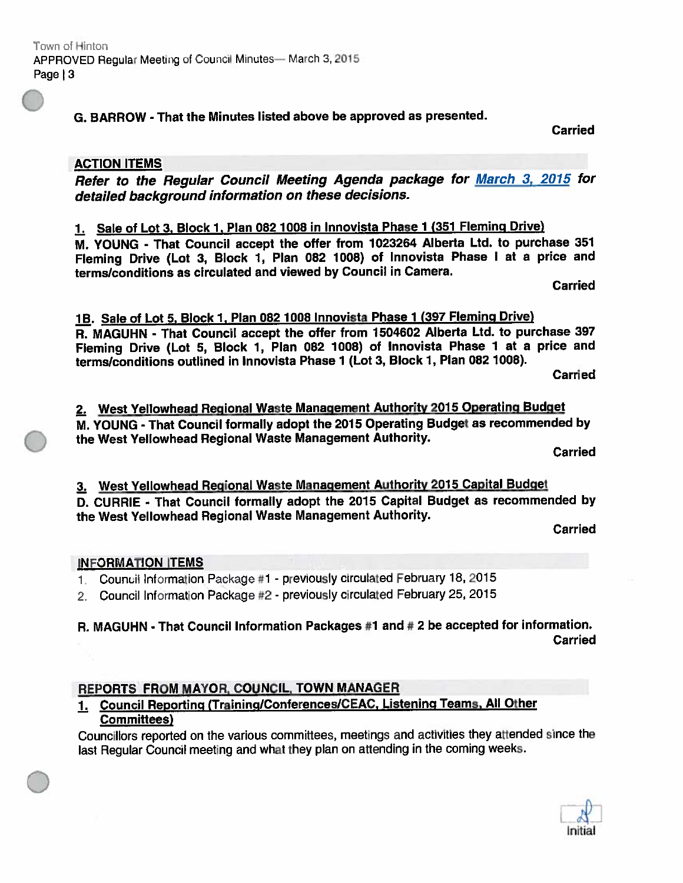**G. BARROW - That the Minutes listed above be approved as presented.**

**Carried**

## ACTION ITEMS

***Refer to the Regular Council Meeting Agenda package for March 3, 2015 for detailed background information on these decisions.***

**1. Sale of Lot 3, Block 1, Plan 082 1008 in Innovista Phase 1 (351 Fleming Drive)**

**M. YOUNG - That Council accept the offer from 1023264 Alberta Ltd. to purchase 351 Fleming Drive (Lot 3, Block 1, Plan 082 1008) of Innovista Phase I at a price and terms/conditions as circulated and viewed by Council in Camera.**

**Carried**

**1B. Sale of Lot 5, Block 1, Plan 082 1008 Innovista Phase 1 (397 Fleming Drive)**

**R. MAGUHN - That Council accept the offer from 1504602 Alberta Ltd. to purchase 397 Fleming Drive (Lot 5, Block 1, Plan 082 1008) of Innovista Phase 1 at a price and terms/conditions outlined in Innovista Phase 1 (Lot 3, Block 1, Plan 082 1008).**

**Carried**

**2. West Yellowhead Regional Waste Management Authority 2015 Operating Budget**

**M. YOUNG - That Council formally adopt the 2015 Operating Budget as recommended by the West Yellowhead Regional Waste Management Authority.**

**Carried**

**3. West Yellowhead Regional Waste Management Authority 2015 Capital Budget**

**D. CURRIE - That Council formally adopt the 2015 Capital Budget as recommended by the West Yellowhead Regional Waste Management Authority.**

**Carried**

## INFORMATION ITEMS

1. Council Information Package #1 - previously circulated February 18, 2015
2. Council Information Package #2 - previously circulated February 25, 2015

**R. MAGUHN - That Council Information Packages #1 and # 2 be accepted for information.**

**Carried**

## REPORTS FROM MAYOR, COUNCIL, TOWN MANAGER

**1. Council Reporting (Training/Conferences/CEAC, Listening Teams, All Other Committees)**

Councillors reported on the various committees, meetings and activities they attended since the last Regular Council meeting and what they plan on attending in the coming weeks.

Initial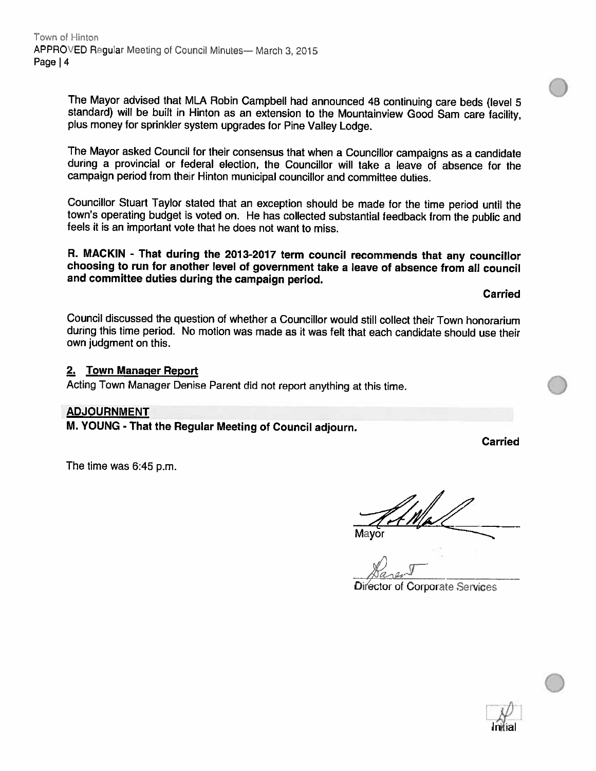The Mayor advised that MLA Robin Campbell had announced 48 continuing care beds (level 5 standard) will be built in Hinton as an extension to the Mountainview Good Sam care facility, plus money for sprinkler system upgrades for Pine Valley Lodge.

The Mayor asked Council for their consensus that when a Councillor campaigns as a candidate during a provincial or federal election, the Councillor will take a leave of absence for the campaign period from their Hinton municipal councillor and committee duties.

Councillor Stuart Taylor stated that an exception should be made for the time period until the town's operating budget is voted on. He has collected substantial feedback from the public and feels it is an important vote that he does not want to miss.

**R. MACKIN - That during the 2013-2017 term council recommends that any councillor choosing to run for another level of government take a leave of absence from all council and committee duties during the campaign period.**

**Carried**

Council discussed the question of whether a Councillor would still collect their Town honorarium during this time period. No motion was made as it was felt that each candidate should use their own judgment on this.

## 2. Town Manager Report

Acting Town Manager Denise Parent did not report anything at this time.

## ADJOURNMENT

**M. YOUNG - That the Regular Meeting of Council adjourn.**

**Carried**

The time was 6:45 p.m.

Mayor

Director of Corporate Services

Initial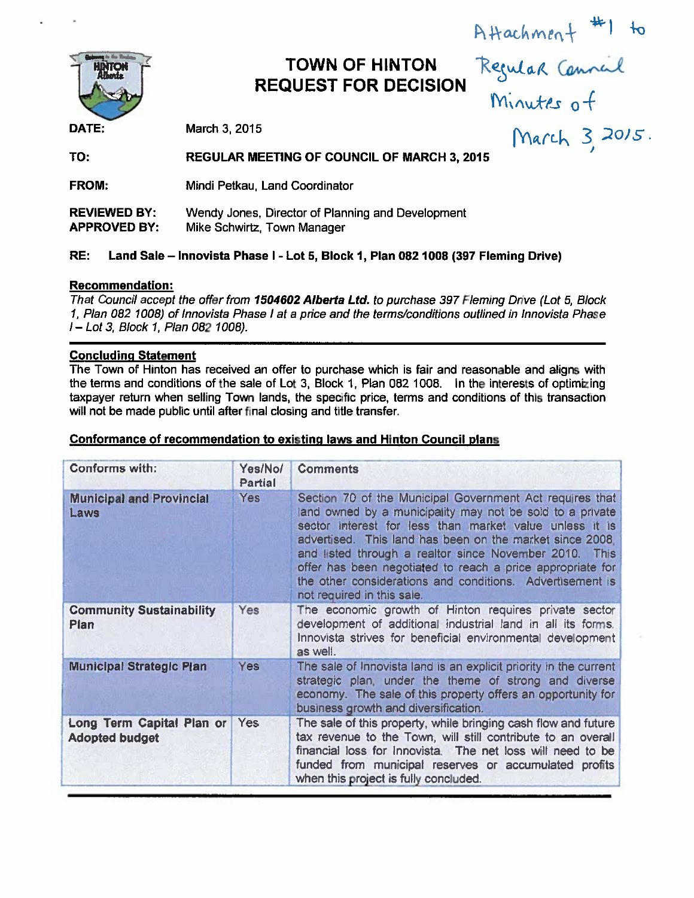Attachment #1 to Regular Council Minutes of March 3, 2015.

# TOWN OF HINTON
# REQUEST FOR DECISION

**DATE:** March 3, 2015

**TO:** **REGULAR MEETING OF COUNCIL OF MARCH 3, 2015**

**FROM:** Mindi Petkau, Land Coordinator

**REVIEWED BY:** Wendy Jones, Director of Planning and Development
**APPROVED BY:** Mike Schwirtz, Town Manager

**RE: Land Sale – Innovista Phase I - Lot 5, Block 1, Plan 082 1008 (397 Fleming Drive)**

**Recommendation:**

*That Council accept the offer from* ***1504602 Alberta Ltd.*** *to purchase 397 Fleming Drive (Lot 5, Block 1, Plan 082 1008) of Innovista Phase I at a price and the terms/conditions outlined in Innovista Phase I – Lot 3, Block 1, Plan 082 1008).*

**Concluding Statement**

The Town of Hinton has received an offer to purchase which is fair and reasonable and aligns with the terms and conditions of the sale of Lot 3, Block 1, Plan 082 1008. In the interests of optimizing taxpayer return when selling Town lands, the specific price, terms and conditions of this transaction will not be made public until after final closing and title transfer.

**Conformance of recommendation to existing laws and Hinton Council plans**

| Conforms with: | Yes/No/ Partial | Comments |
|---|---|---|
| **Municipal and Provincial Laws** | Yes | Section 70 of the Municipal Government Act requires that land owned by a municipality may not be sold to a private sector interest for less than market value unless it is advertised. This land has been on the market since 2008, and listed through a realtor since November 2010. This offer has been negotiated to reach a price appropriate for the other considerations and conditions. Advertisement is not required in this sale. |
| **Community Sustainability Plan** | Yes | The economic growth of Hinton requires private sector development of additional industrial land in all its forms. Innovista strives for beneficial environmental development as well. |
| **Municipal Strategic Plan** | Yes | The sale of Innovista land is an explicit priority in the current strategic plan, under the theme of strong and diverse economy. The sale of this property offers an opportunity for business growth and diversification. |
| **Long Term Capital Plan or Adopted budget** | Yes | The sale of this property, while bringing cash flow and future tax revenue to the Town, will still contribute to an overall financial loss for Innovista. The net loss will need to be funded from municipal reserves or accumulated profits when this project is fully concluded. |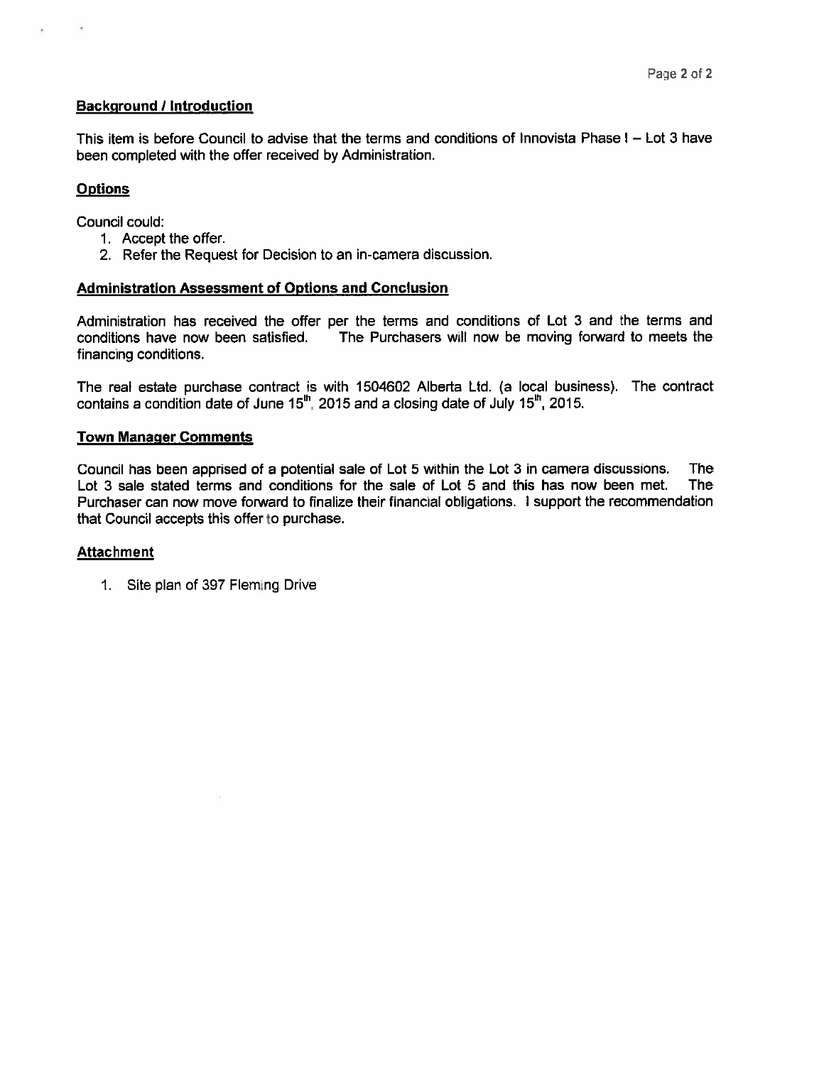**Background / Introduction**

This item is before Council to advise that the terms and conditions of Innovista Phase I – Lot 3 have been completed with the offer received by Administration.

**Options**

Council could:

1. Accept the offer.
2. Refer the Request for Decision to an in-camera discussion.

**Administration Assessment of Options and Conclusion**

Administration has received the offer per the terms and conditions of Lot 3 and the terms and conditions have now been satisfied. The Purchasers will now be moving forward to meets the financing conditions.

The real estate purchase contract is with 1504602 Alberta Ltd. (a local business). The contract contains a condition date of June 15th, 2015 and a closing date of July 15th, 2015.

**Town Manager Comments**

Council has been apprised of a potential sale of Lot 5 within the Lot 3 in camera discussions. The Lot 3 sale stated terms and conditions for the sale of Lot 5 and this has now been met. The Purchaser can now move forward to finalize their financial obligations. I support the recommendation that Council accepts this offer to purchase.

**Attachment**

1. Site plan of 397 Fleming Drive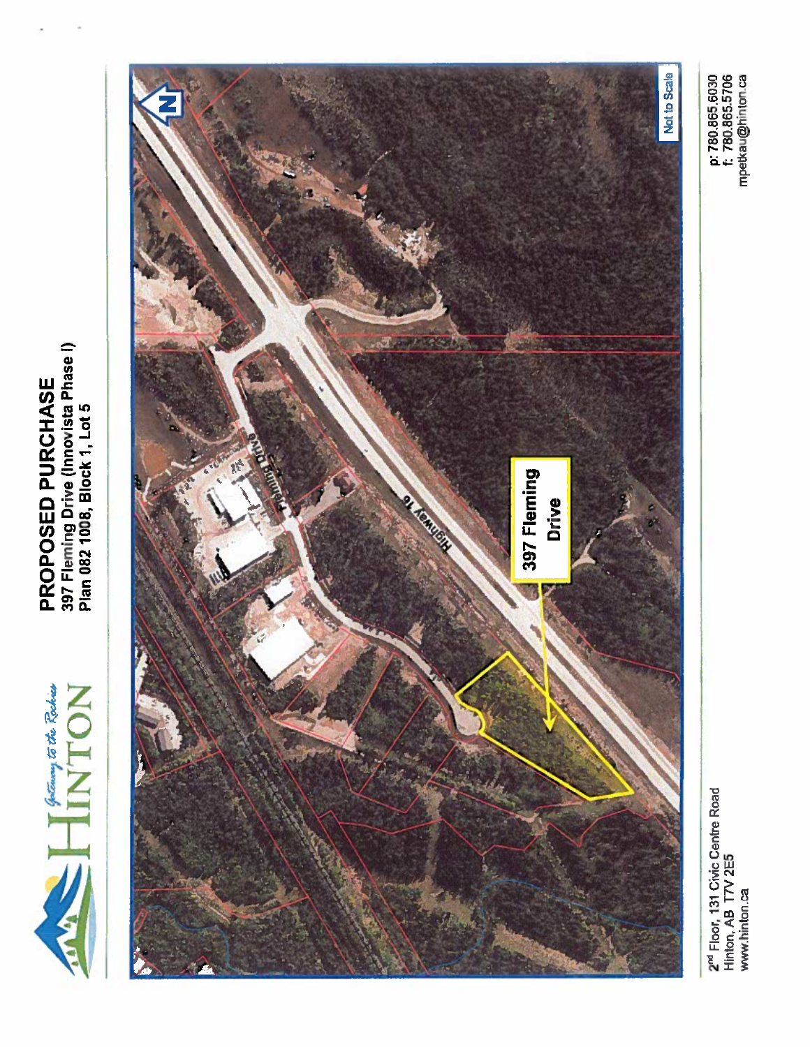**Gateway to the Rockies HINTON**

# PROPOSED PURCHASE

397 Fleming Drive (Innovista Phase I)
Plan 082 1008, Block 1, Lot 5

Fleming Drive

Highway 16

397 Fleming Drive

Not to Scale

2nd Floor, 131 Civic Centre Road
Hinton, AB T7V 2E5
www.hinton.ca

p: 780.865.6030
f: 780.865.5706
mpetkau@hinton.ca